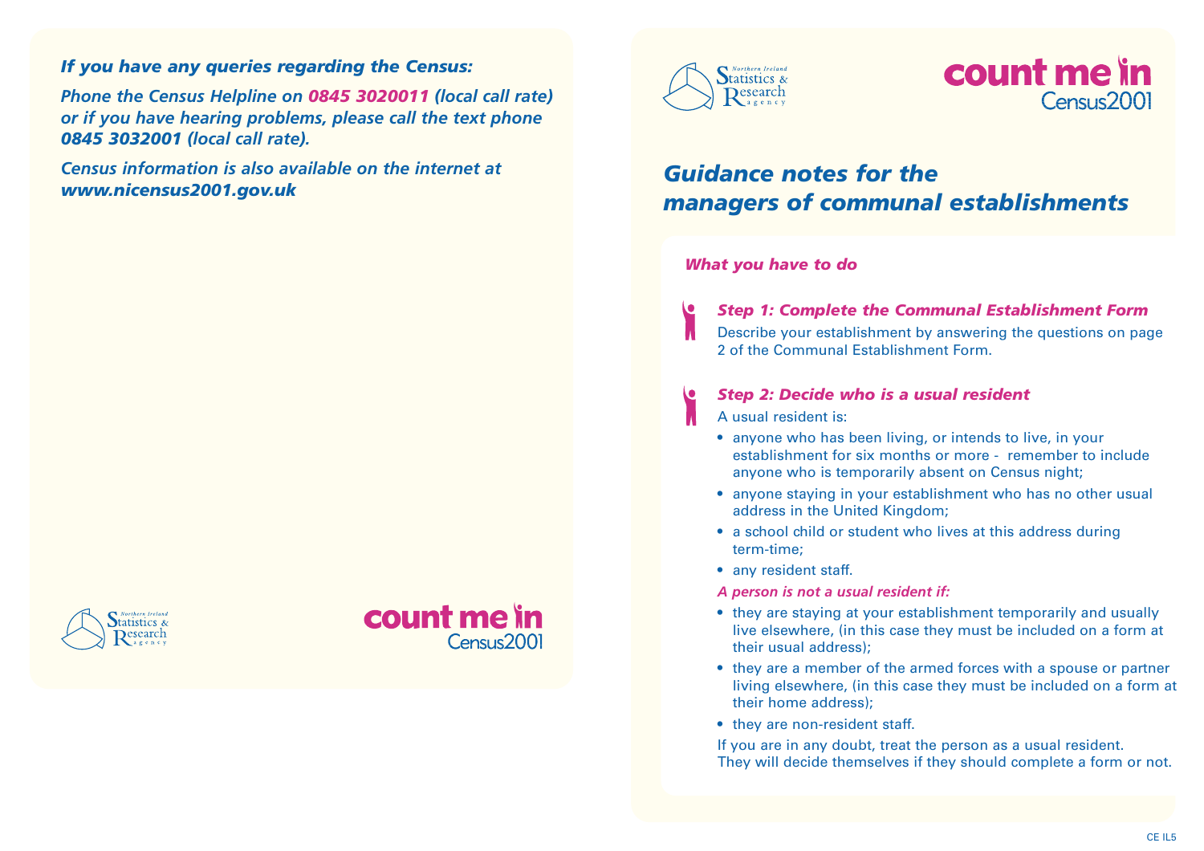*If you have any queries regarding the Census:*

***Phone the Census Helpline on 0845 3020011 (local call rate) or if you have hearing problems, please call the text phone 0845 3032001 (local call rate).***

***Census information is also available on the internet at www.nicensus2001.gov.uk***

Northern Ireland Statistics & Research agency

count me in Census2001

# *Guidance notes for the managers of communal establishments*

## *What you have to do*

### *Step 1: Complete the Communal Establishment Form*

Describe your establishment by answering the questions on page 2 of the Communal Establishment Form.

### *Step 2: Decide who is a usual resident*

A usual resident is:

- anyone who has been living, or intends to live, in your establishment for six months or more - remember to include anyone who is temporarily absent on Census night;
- anyone staying in your establishment who has no other usual address in the United Kingdom;
- a school child or student who lives at this address during term-time;
- any resident staff.

*A person is not a usual resident if:*

- they are staying at your establishment temporarily and usually live elsewhere, (in this case they must be included on a form at their usual address);
- they are a member of the armed forces with a spouse or partner living elsewhere, (in this case they must be included on a form at their home address);
- they are non-resident staff.

If you are in any doubt, treat the person as a usual resident. They will decide themselves if they should complete a form or not.

CE IL5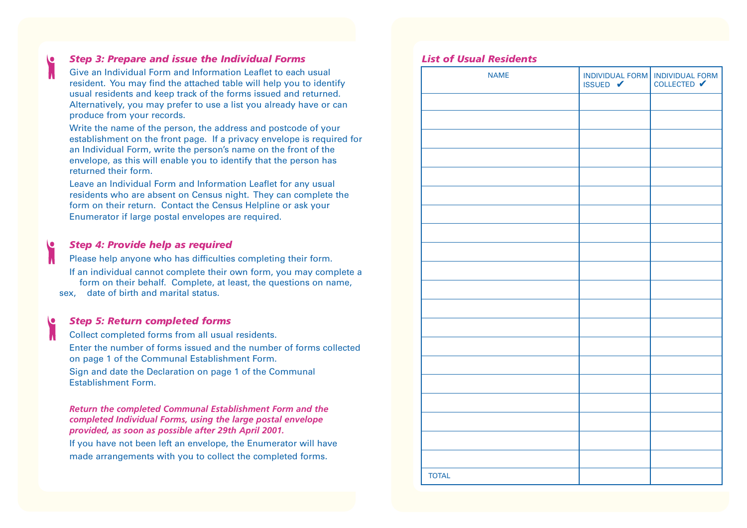### *Step 3: Prepare and issue the Individual Forms*

Give an Individual Form and Information Leaflet to each usual resident. You may find the attached table will help you to identify usual residents and keep track of the forms issued and returned. Alternatively, you may prefer to use a list you already have or can produce from your records.

Write the name of the person, the address and postcode of your establishment on the front page. If a privacy envelope is required for an Individual Form, write the person's name on the front of the envelope, as this will enable you to identify that the person has returned their form.

Leave an Individual Form and Information Leaflet for any usual residents who are absent on Census night. They can complete the form on their return. Contact the Census Helpline or ask your Enumerator if large postal envelopes are required.

### *Step 4: Provide help as required*

Please help anyone who has difficulties completing their form.

If an individual cannot complete their own form, you may complete a form on their behalf. Complete, at least, the questions on name, sex, date of birth and marital status.

### *Step 5: Return completed forms*

Collect completed forms from all usual residents.

Enter the number of forms issued and the number of forms collected on page 1 of the Communal Establishment Form.

Sign and date the Declaration on page 1 of the Communal Establishment Form.

***Return the completed Communal Establishment Form and the completed Individual Forms, using the large postal envelope provided, as soon as possible after 29th April 2001.***

If you have not been left an envelope, the Enumerator will have made arrangements with you to collect the completed forms.

### *List of Usual Residents*

| NAME | INDIVIDUAL FORM ISSUED ✔ | INDIVIDUAL FORM COLLECTED ✔ |
|---|---|---|
| | | |
| | | |
| | | |
| | | |
| | | |
| | | |
| | | |
| | | |
| | | |
| | | |
| | | |
| | | |
| | | |
| | | |
| | | |
| | | |
| | | |
| | | |
| | | |
| | | |
| TOTAL | | |